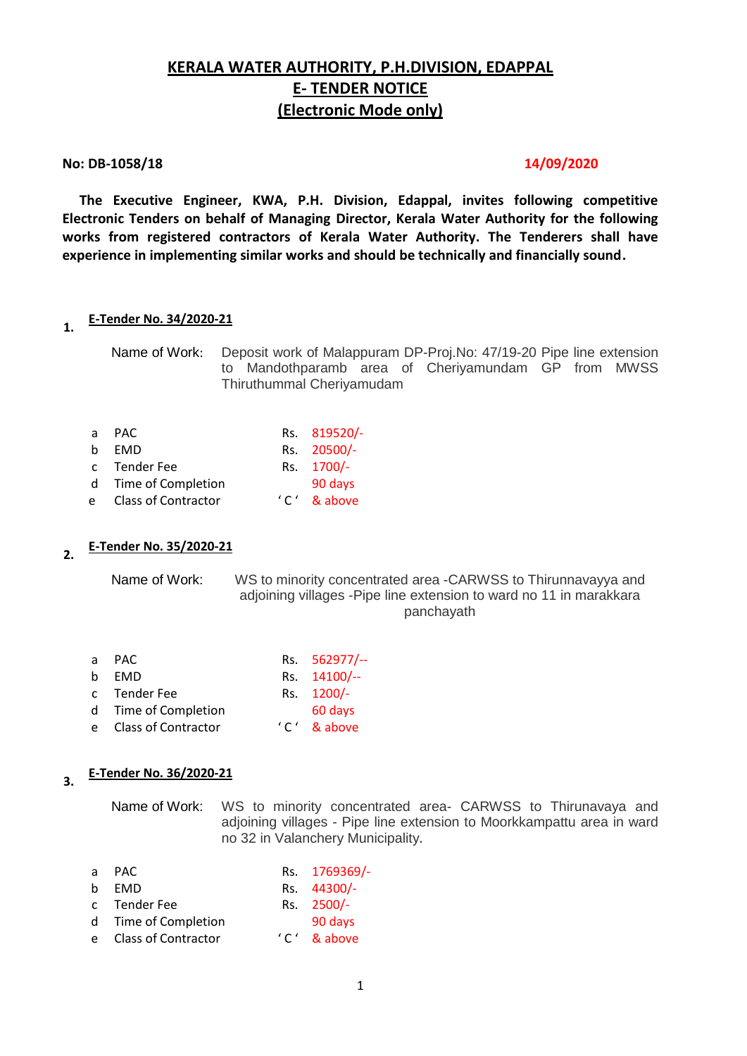# KERALA WATER AUTHORITY, P.H.DIVISION, EDAPPAL
## E- TENDER NOTICE
## (Electronic Mode only)

**No: DB-1058/18** **14/09/2020**

**The Executive Engineer, KWA, P.H. Division, Edappal, invites following competitive Electronic Tenders on behalf of Managing Director, Kerala Water Authority for the following works from registered contractors of Kerala Water Authority. The Tenderers shall have experience in implementing similar works and should be technically and financially sound.**

**1. E-Tender No. 34/2020-21**

Name of Work: Deposit work of Malappuram DP-Proj.No: 47/19-20 Pipe line extension to Mandothparamb area of Cheriyamundam GP from MWSS Thiruthummal Cheriyamudam

| | | | |
|---|---|---|---|
| a | PAC | Rs. | 819520/- |
| b | EMD | Rs. | 20500/- |
| c | Tender Fee | Rs. | 1700/- |
| d | Time of Completion | | 90 days |
| e | Class of Contractor | ' C ' | & above |

**2. E-Tender No. 35/2020-21**

Name of Work: WS to minority concentrated area -CARWSS to Thirunnavayya and adjoining villages -Pipe line extension to ward no 11 in marakkara panchayath

| | | | |
|---|---|---|---|
| a | PAC | Rs. | 562977/-- |
| b | EMD | Rs. | 14100/-- |
| c | Tender Fee | Rs. | 1200/- |
| d | Time of Completion | | 60 days |
| e | Class of Contractor | ' C ' | & above |

**3. E-Tender No. 36/2020-21**

Name of Work: WS to minority concentrated area- CARWSS to Thirunavaya and adjoining villages - Pipe line extension to Moorkkampattu area in ward no 32 in Valanchery Municipality.

| | | | |
|---|---|---|---|
| a | PAC | Rs. | 1769369/- |
| b | EMD | Rs. | 44300/- |
| c | Tender Fee | Rs. | 2500/- |
| d | Time of Completion | | 90 days |
| e | Class of Contractor | ' C ' | & above |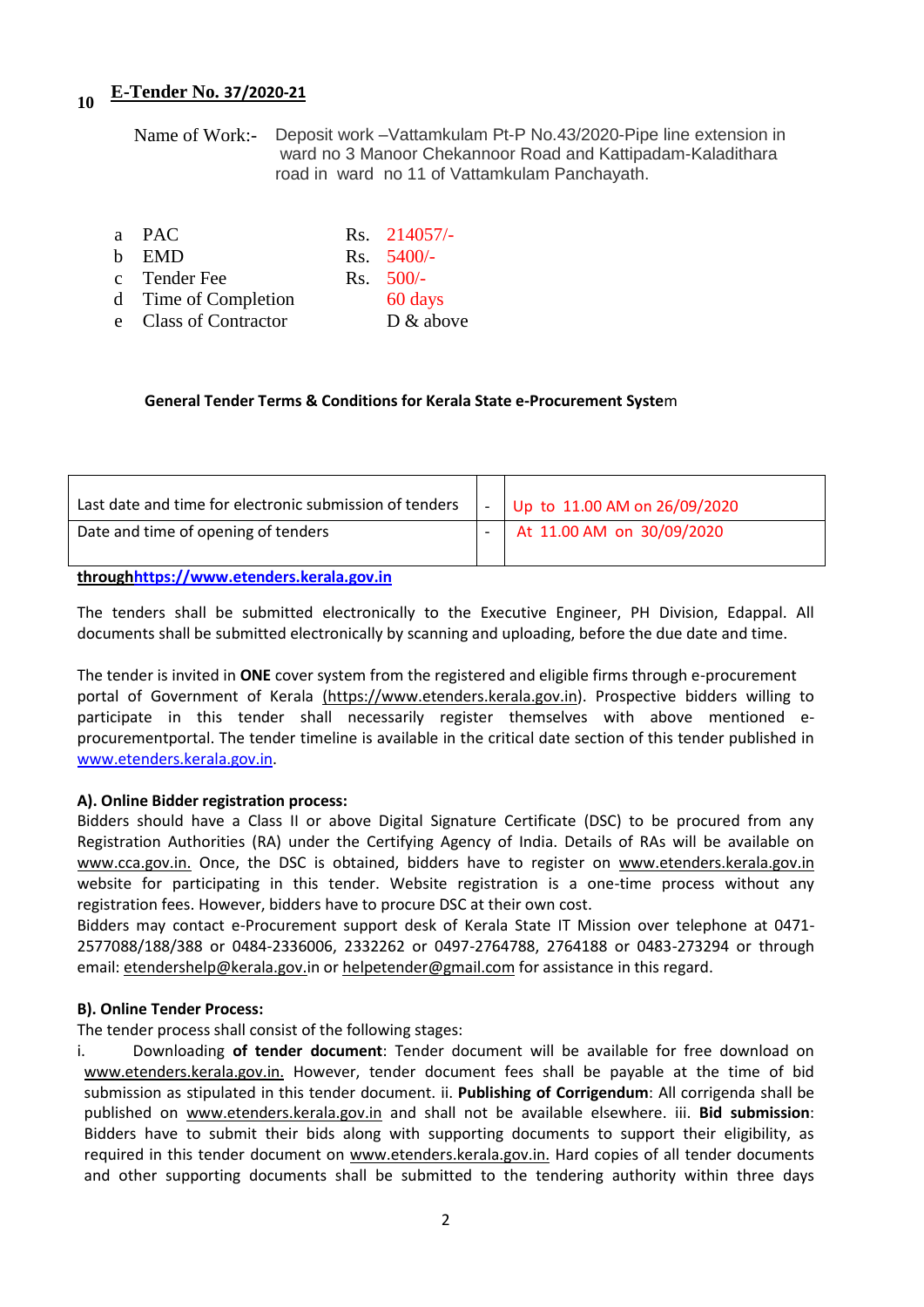**10** **E-Tender No. 37/2020-21**

Name of Work:- Deposit work –Vattamkulam Pt-P No.43/2020-Pipe line extension in ward no 3 Manoor Chekannoor Road and Kattipadam-Kaladithara road in ward no 11 of Vattamkulam Panchayath.

| | | | |
|---|---|---|---|
| a | PAC | Rs. | 214057/- |
| b | EMD | Rs. | 5400/- |
| c | Tender Fee | Rs. | 500/- |
| d | Time of Completion | | 60 days |
| e | Class of Contractor | | D & above |

**General Tender Terms & Conditions for Kerala State e-Procurement System**

| | | |
|---|---|---|
| Last date and time for electronic submission of tenders | - | Up to 11.00 AM on 26/09/2020 |
| Date and time of opening of tenders | - | At 11.00 AM on 30/09/2020 |

**throughhttps://www.etenders.kerala.gov.in**

The tenders shall be submitted electronically to the Executive Engineer, PH Division, Edappal. All documents shall be submitted electronically by scanning and uploading, before the due date and time.

The tender is invited in **ONE** cover system from the registered and eligible firms through e-procurement portal of Government of Kerala (https://www.etenders.kerala.gov.in). Prospective bidders willing to participate in this tender shall necessarily register themselves with above mentioned e-procurementportal. The tender timeline is available in the critical date section of this tender published in www.etenders.kerala.gov.in.

**A). Online Bidder registration process:**

Bidders should have a Class II or above Digital Signature Certificate (DSC) to be procured from any Registration Authorities (RA) under the Certifying Agency of India. Details of RAs will be available on www.cca.gov.in. Once, the DSC is obtained, bidders have to register on www.etenders.kerala.gov.in website for participating in this tender. Website registration is a one-time process without any registration fees. However, bidders have to procure DSC at their own cost.

Bidders may contact e-Procurement support desk of Kerala State IT Mission over telephone at 0471-2577088/188/388 or 0484-2336006, 2332262 or 0497-2764788, 2764188 or 0483-273294 or through email: etendershelp@kerala.gov.in or helpetender@gmail.com for assistance in this regard.

**B). Online Tender Process:**

The tender process shall consist of the following stages:

i. Downloading **of tender document**: Tender document will be available for free download on www.etenders.kerala.gov.in. However, tender document fees shall be payable at the time of bid submission as stipulated in this tender document. ii. **Publishing of Corrigendum**: All corrigenda shall be published on www.etenders.kerala.gov.in and shall not be available elsewhere. iii. **Bid submission**: Bidders have to submit their bids along with supporting documents to support their eligibility, as required in this tender document on www.etenders.kerala.gov.in. Hard copies of all tender documents and other supporting documents shall be submitted to the tendering authority within three days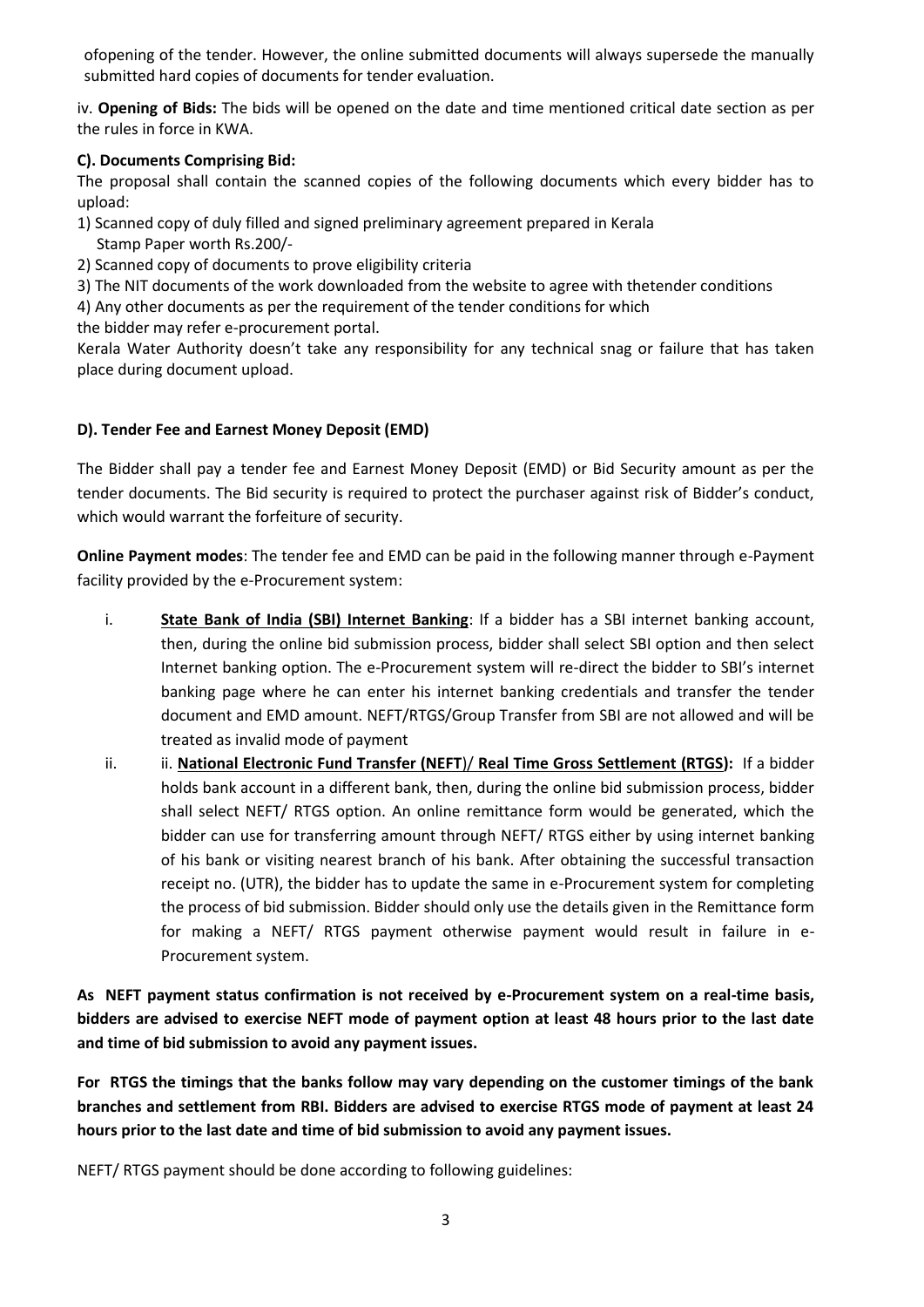ofopening of the tender. However, the online submitted documents will always supersede the manually submitted hard copies of documents for tender evaluation.

iv. **Opening of Bids:** The bids will be opened on the date and time mentioned critical date section as per the rules in force in KWA.

**C). Documents Comprising Bid:**

The proposal shall contain the scanned copies of the following documents which every bidder has to upload:

1) Scanned copy of duly filled and signed preliminary agreement prepared in Kerala Stamp Paper worth Rs.200/-
2) Scanned copy of documents to prove eligibility criteria
3) The NIT documents of the work downloaded from the website to agree with thetender conditions
4) Any other documents as per the requirement of the tender conditions for which the bidder may refer e-procurement portal.

Kerala Water Authority doesn't take any responsibility for any technical snag or failure that has taken place during document upload.

**D). Tender Fee and Earnest Money Deposit (EMD)**

The Bidder shall pay a tender fee and Earnest Money Deposit (EMD) or Bid Security amount as per the tender documents. The Bid security is required to protect the purchaser against risk of Bidder's conduct, which would warrant the forfeiture of security.

**Online Payment modes**: The tender fee and EMD can be paid in the following manner through e-Payment facility provided by the e-Procurement system:

i. **State Bank of India (SBI) Internet Banking**: If a bidder has a SBI internet banking account, then, during the online bid submission process, bidder shall select SBI option and then select Internet banking option. The e-Procurement system will re-direct the bidder to SBI's internet banking page where he can enter his internet banking credentials and transfer the tender document and EMD amount. NEFT/RTGS/Group Transfer from SBI are not allowed and will be treated as invalid mode of payment

ii. ii. **National Electronic Fund Transfer (NEFT)/ Real Time Gross Settlement (RTGS):** If a bidder holds bank account in a different bank, then, during the online bid submission process, bidder shall select NEFT/ RTGS option. An online remittance form would be generated, which the bidder can use for transferring amount through NEFT/ RTGS either by using internet banking of his bank or visiting nearest branch of his bank. After obtaining the successful transaction receipt no. (UTR), the bidder has to update the same in e-Procurement system for completing the process of bid submission. Bidder should only use the details given in the Remittance form for making a NEFT/ RTGS payment otherwise payment would result in failure in e-Procurement system.

**As NEFT payment status confirmation is not received by e-Procurement system on a real-time basis, bidders are advised to exercise NEFT mode of payment option at least 48 hours prior to the last date and time of bid submission to avoid any payment issues.**

**For RTGS the timings that the banks follow may vary depending on the customer timings of the bank branches and settlement from RBI. Bidders are advised to exercise RTGS mode of payment at least 24 hours prior to the last date and time of bid submission to avoid any payment issues.**

NEFT/ RTGS payment should be done according to following guidelines: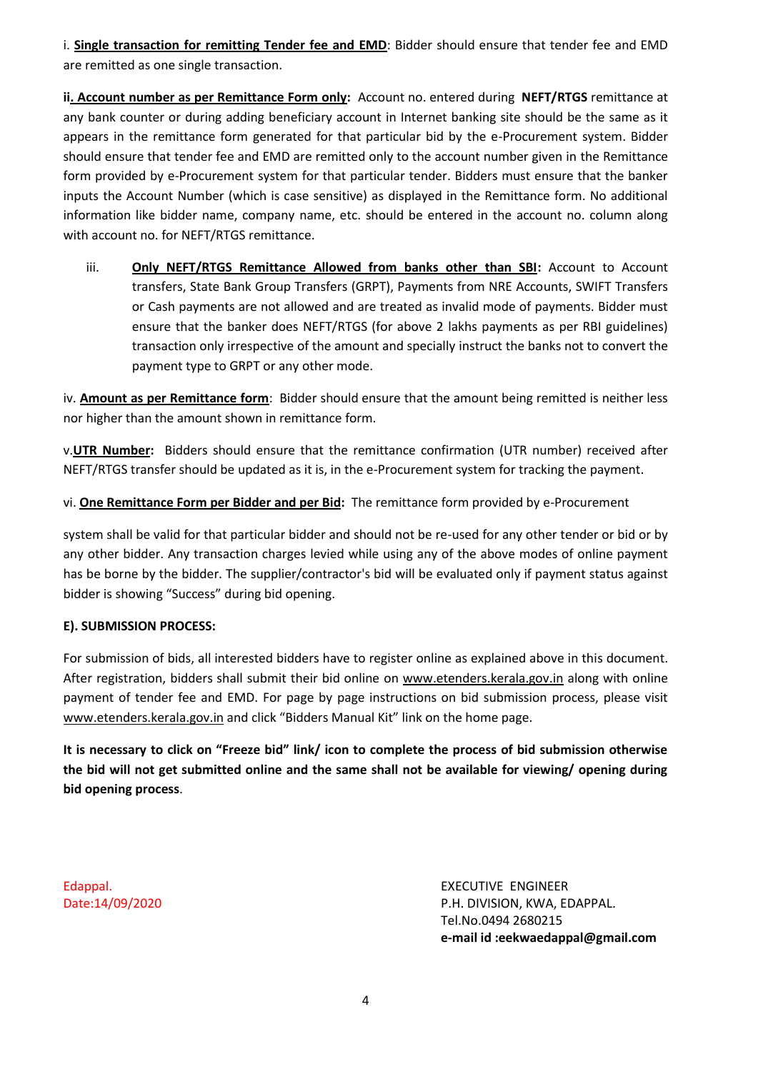i. **Single transaction for remitting Tender fee and EMD**: Bidder should ensure that tender fee and EMD are remitted as one single transaction.

**ii. Account number as per Remittance Form only:** Account no. entered during **NEFT/RTGS** remittance at any bank counter or during adding beneficiary account in Internet banking site should be the same as it appears in the remittance form generated for that particular bid by the e-Procurement system. Bidder should ensure that tender fee and EMD are remitted only to the account number given in the Remittance form provided by e-Procurement system for that particular tender. Bidders must ensure that the banker inputs the Account Number (which is case sensitive) as displayed in the Remittance form. No additional information like bidder name, company name, etc. should be entered in the account no. column along with account no. for NEFT/RTGS remittance.

iii. **Only NEFT/RTGS Remittance Allowed from banks other than SBI:** Account to Account transfers, State Bank Group Transfers (GRPT), Payments from NRE Accounts, SWIFT Transfers or Cash payments are not allowed and are treated as invalid mode of payments. Bidder must ensure that the banker does NEFT/RTGS (for above 2 lakhs payments as per RBI guidelines) transaction only irrespective of the amount and specially instruct the banks not to convert the payment type to GRPT or any other mode.

iv. **Amount as per Remittance form**: Bidder should ensure that the amount being remitted is neither less nor higher than the amount shown in remittance form.

v. **UTR Number:** Bidders should ensure that the remittance confirmation (UTR number) received after NEFT/RTGS transfer should be updated as it is, in the e-Procurement system for tracking the payment.

vi. **One Remittance Form per Bidder and per Bid:** The remittance form provided by e-Procurement system shall be valid for that particular bidder and should not be re-used for any other tender or bid or by any other bidder. Any transaction charges levied while using any of the above modes of online payment has be borne by the bidder. The supplier/contractor's bid will be evaluated only if payment status against bidder is showing "Success" during bid opening.

**E). SUBMISSION PROCESS:**

For submission of bids, all interested bidders have to register online as explained above in this document. After registration, bidders shall submit their bid online on www.etenders.kerala.gov.in along with online payment of tender fee and EMD. For page by page instructions on bid submission process, please visit www.etenders.kerala.gov.in and click "Bidders Manual Kit" link on the home page.

**It is necessary to click on "Freeze bid" link/ icon to complete the process of bid submission otherwise the bid will not get submitted online and the same shall not be available for viewing/ opening during bid opening process**.

Edappal.
Date:14/09/2020

EXECUTIVE ENGINEER
P.H. DIVISION, KWA, EDAPPAL.
Tel.No.0494 2680215
**e-mail id :eekwaedappal@gmail.com**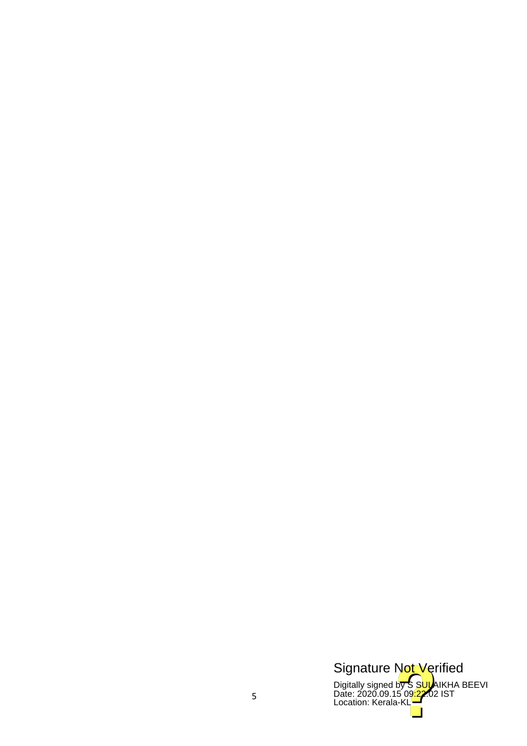Signature Not Verified

Digitally signed by S SULAIKHA BEEVI
Date: 2020.09.15 09:22:02 IST
Location: Kerala-KL